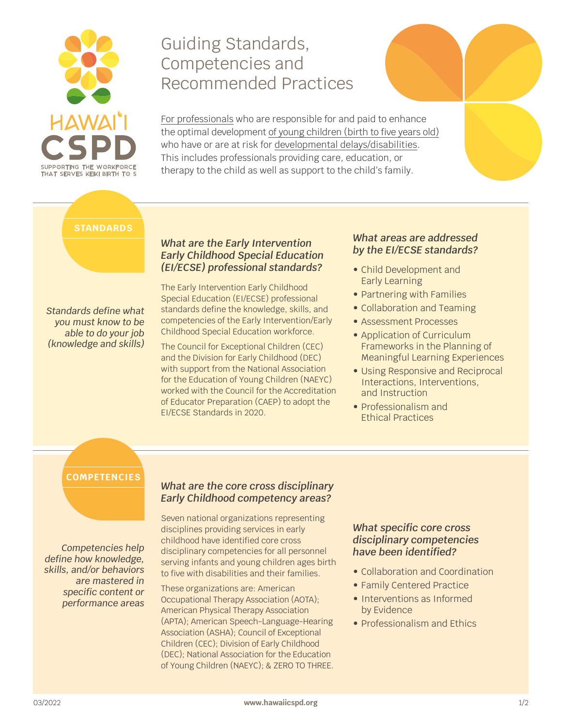HAWAI'I CSPD

SUPPORTING THE WORKFORCE THAT SERVES KEIKI BIRTH TO 5

# Guiding Standards, Competencies and Recommended Practices

For professionals who are responsible for and paid to enhance the optimal development of young children (birth to five years old) who have or are at risk for developmental delays/disabilities. This includes professionals providing care, education, or therapy to the child as well as support to the child's family.

## STANDARDS

*Standards define what you must know to be able to do your job (knowledge and skills)*

### *What are the Early Intervention Early Childhood Special Education (EI/ECSE) professional standards?*

The Early Intervention Early Childhood Special Education (EI/ECSE) professional standards define the knowledge, skills, and competencies of the Early Intervention/Early Childhood Special Education workforce.

The Council for Exceptional Children (CEC) and the Division for Early Childhood (DEC) with support from the National Association for the Education of Young Children (NAEYC) worked with the Council for the Accreditation of Educator Preparation (CAEP) to adopt the EI/ECSE Standards in 2020.

### *What areas are addressed by the EI/ECSE standards?*

- Child Development and Early Learning
- Partnering with Families
- Collaboration and Teaming
- Assessment Processes
- Application of Curriculum Frameworks in the Planning of Meaningful Learning Experiences
- Using Responsive and Reciprocal Interactions, Interventions, and Instruction
- Professionalism and Ethical Practices

## COMPETENCIES

*Competencies help define how knowledge, skills, and/or behaviors are mastered in specific content or performance areas*

### *What are the core cross disciplinary Early Childhood competency areas?*

Seven national organizations representing disciplines providing services in early childhood have identified core cross disciplinary competencies for all personnel serving infants and young children ages birth to five with disabilities and their families.

These organizations are: American Occupational Therapy Association (AOTA); American Physical Therapy Association (APTA); American Speech-Language-Hearing Association (ASHA); Council of Exceptional Children (CEC); Division of Early Childhood (DEC); National Association for the Education of Young Children (NAEYC); & ZERO TO THREE.

### *What specific core cross disciplinary competencies have been identified?*

- Collaboration and Coordination
- Family Centered Practice
- Interventions as Informed by Evidence
- Professionalism and Ethics

03/2022 www.hawaiicspd.org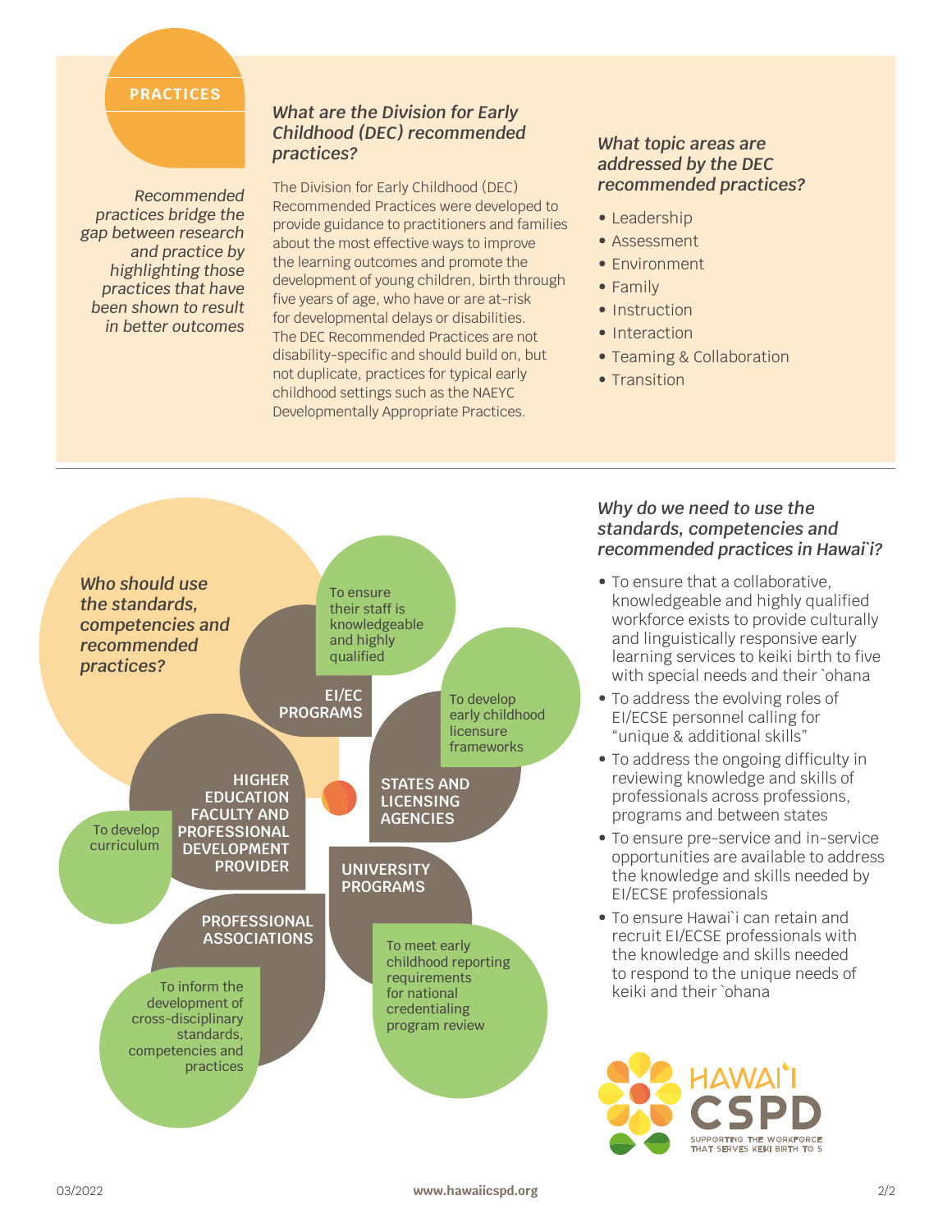## PRACTICES

*Recommended practices bridge the gap between research and practice by highlighting those practices that have been shown to result in better outcomes*

### *What are the Division for Early Childhood (DEC) recommended practices?*

The Division for Early Childhood (DEC) Recommended Practices were developed to provide guidance to practitioners and families about the most effective ways to improve the learning outcomes and promote the development of young children, birth through five years of age, who have or are at-risk for developmental delays or disabilities. The DEC Recommended Practices are not disability-specific and should build on, but not duplicate, practices for typical early childhood settings such as the NAEYC Developmentally Appropriate Practices.

### *What topic areas are addressed by the DEC recommended practices?*

- Leadership
- Assessment
- Environment
- Family
- Instruction
- Interaction
- Teaming & Collaboration
- Transition

---

### *Who should use the standards, competencies and recommended practices?*

**EI/EC PROGRAMS**

To ensure their staff is knowledgeable and highly qualified

**STATES AND LICENSING AGENCIES**

To develop early childhood licensure frameworks

**HIGHER EDUCATION FACULTY AND PROFESSIONAL DEVELOPMENT PROVIDER**

To develop curriculum

**UNIVERSITY PROGRAMS**

To meet early childhood reporting requirements for national credentialing program review

**PROFESSIONAL ASSOCIATIONS**

To inform the development of cross-disciplinary standards, competencies and practices

### *Why do we need to use the standards, competencies and recommended practices in Hawai`i?*

- To ensure that a collaborative, knowledgeable and highly qualified workforce exists to provide culturally and linguistically responsive early learning services to keiki birth to five with special needs and their `ohana
- To address the evolving roles of EI/ECSE personnel calling for "unique & additional skills"
- To address the ongoing difficulty in reviewing knowledge and skills of professionals across professions, programs and between states
- To ensure pre-service and in-service opportunities are available to address the knowledge and skills needed by EI/ECSE professionals
- To ensure Hawai`i can retain and recruit EI/ECSE professionals with the knowledge and skills needed to respond to the unique needs of keiki and their `ohana

HAWAI'I CSPD
SUPPORTING THE WORKFORCE THAT SERVES KEIKI BIRTH TO 5

03/2022

www.hawaiicspd.org